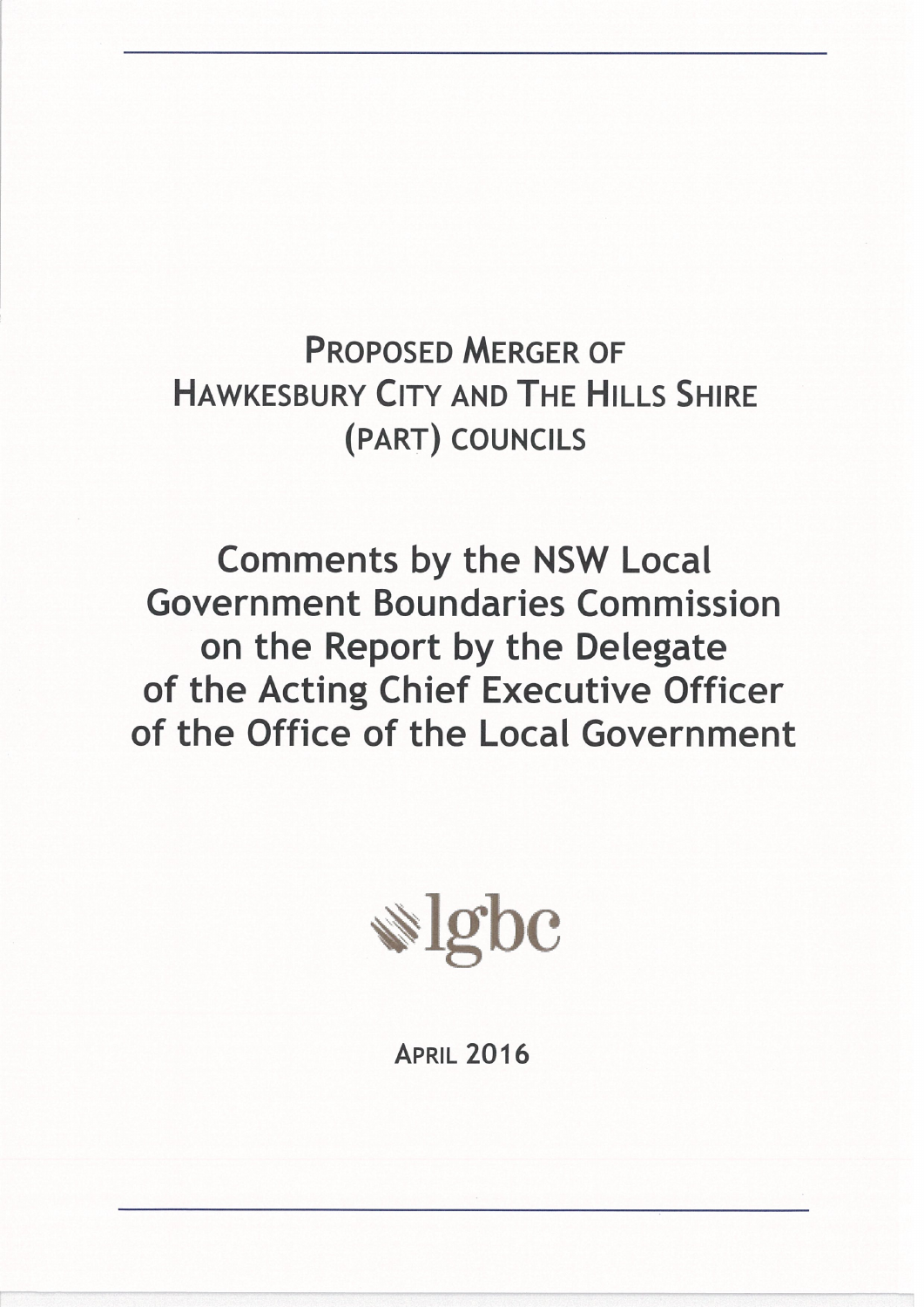# Proposed Merger of Hawkesbury City and The Hills Shire (Part) Councils

## Comments by the NSW Local Government Boundaries Commission on the Report by the Delegate of the Acting Chief Executive Officer of the Office of the Local Government

lgbc

April 2016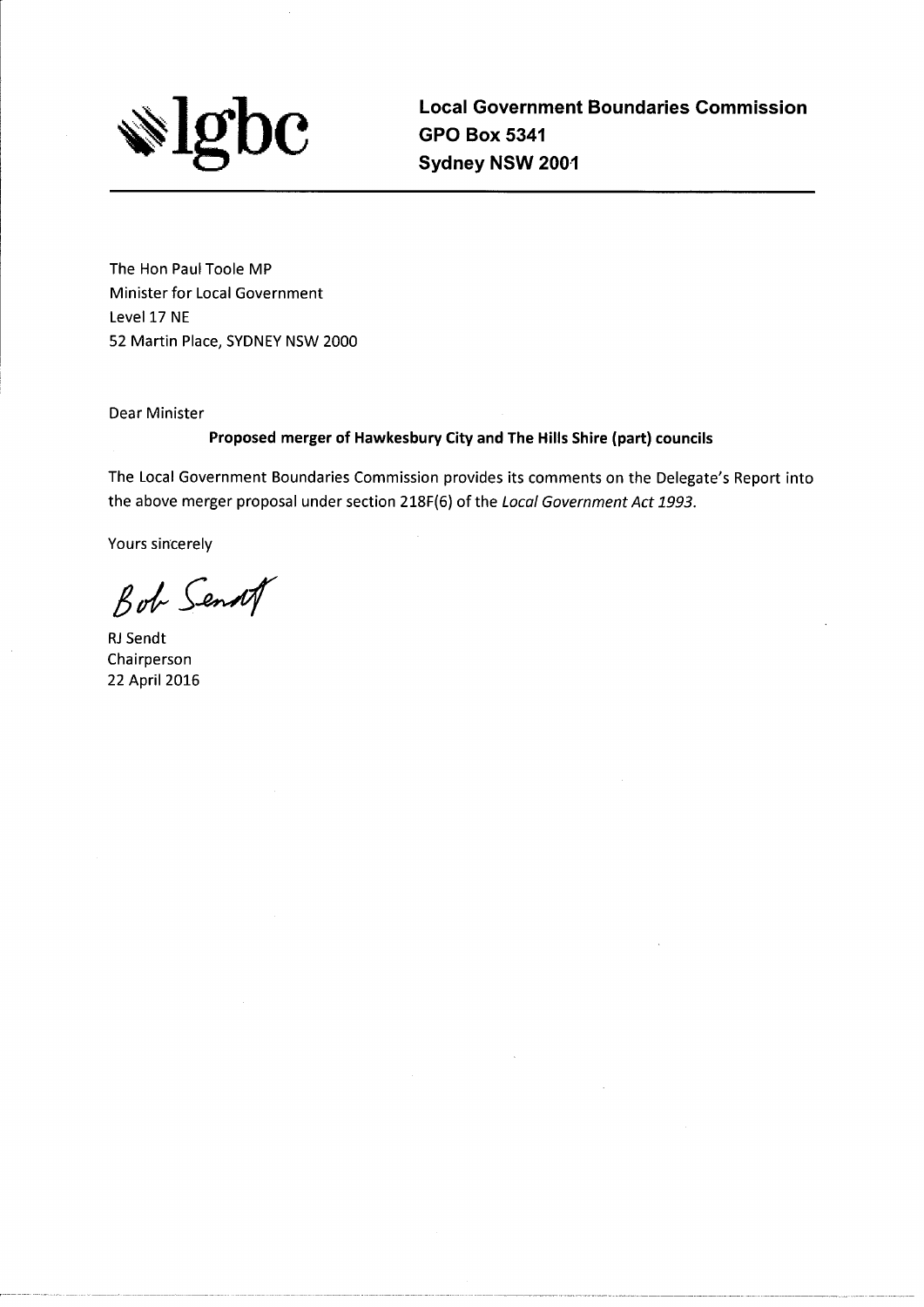**lgbc**

**Local Government Boundaries Commission**
**GPO Box 5341**
**Sydney NSW 2001**

---

The Hon Paul Toole MP
Minister for Local Government
Level 17 NE
52 Martin Place, SYDNEY NSW 2000

Dear Minister

**Proposed merger of Hawkesbury City and The Hills Shire (part) councils**

The Local Government Boundaries Commission provides its comments on the Delegate's Report into the above merger proposal under section 218F(6) of the *Local Government Act 1993*.

Yours sincerely

Bob Sendt

RJ Sendt
Chairperson
22 April 2016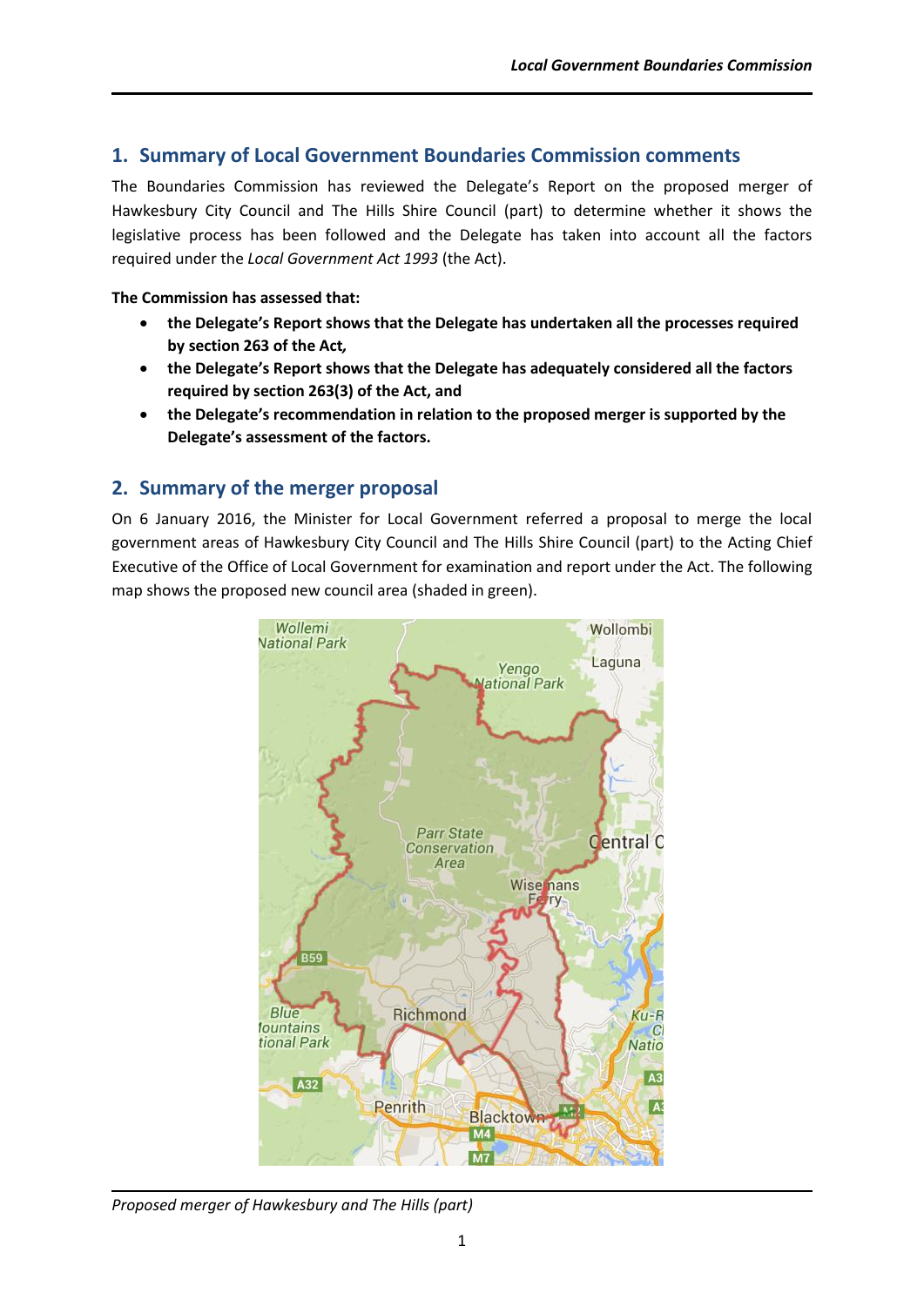## 1. Summary of Local Government Boundaries Commission comments

The Boundaries Commission has reviewed the Delegate's Report on the proposed merger of Hawkesbury City Council and The Hills Shire Council (part) to determine whether it shows the legislative process has been followed and the Delegate has taken into account all the factors required under the *Local Government Act 1993* (the Act).

**The Commission has assessed that:**

- **the Delegate's Report shows that the Delegate has undertaken all the processes required by section 263 of the Act,**
- **the Delegate's Report shows that the Delegate has adequately considered all the factors required by section 263(3) of the Act, and**
- **the Delegate's recommendation in relation to the proposed merger is supported by the Delegate's assessment of the factors.**

## 2. Summary of the merger proposal

On 6 January 2016, the Minister for Local Government referred a proposal to merge the local government areas of Hawkesbury City Council and The Hills Shire Council (part) to the Acting Chief Executive of the Office of Local Government for examination and report under the Act. The following map shows the proposed new council area (shaded in green).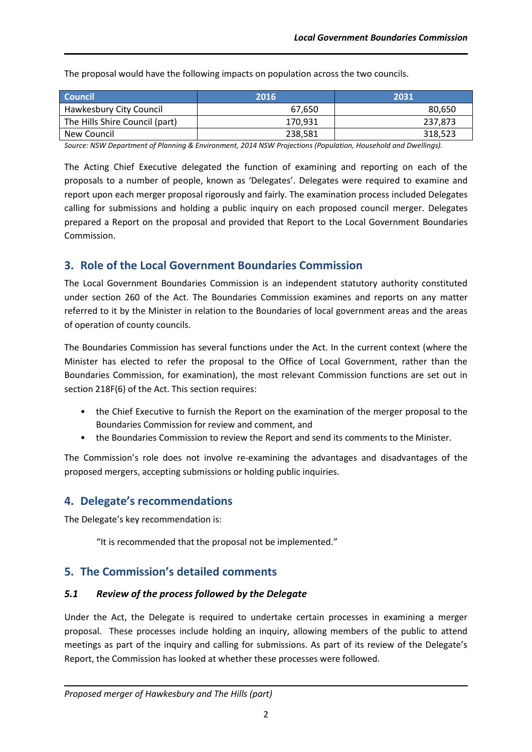The proposal would have the following impacts on population across the two councils.

| Council | 2016 | 2031 |
|---|---|---|
| Hawkesbury City Council | 67,650 | 80,650 |
| The Hills Shire Council (part) | 170,931 | 237,873 |
| New Council | 238,581 | 318,523 |

*Source: NSW Department of Planning & Environment, 2014 NSW Projections (Population, Household and Dwellings).*

The Acting Chief Executive delegated the function of examining and reporting on each of the proposals to a number of people, known as 'Delegates'. Delegates were required to examine and report upon each merger proposal rigorously and fairly. The examination process included Delegates calling for submissions and holding a public inquiry on each proposed council merger. Delegates prepared a Report on the proposal and provided that Report to the Local Government Boundaries Commission.

## 3. Role of the Local Government Boundaries Commission

The Local Government Boundaries Commission is an independent statutory authority constituted under section 260 of the Act. The Boundaries Commission examines and reports on any matter referred to it by the Minister in relation to the Boundaries of local government areas and the areas of operation of county councils.

The Boundaries Commission has several functions under the Act. In the current context (where the Minister has elected to refer the proposal to the Office of Local Government, rather than the Boundaries Commission, for examination), the most relevant Commission functions are set out in section 218F(6) of the Act. This section requires:

- the Chief Executive to furnish the Report on the examination of the merger proposal to the Boundaries Commission for review and comment, and
- the Boundaries Commission to review the Report and send its comments to the Minister.

The Commission's role does not involve re-examining the advantages and disadvantages of the proposed mergers, accepting submissions or holding public inquiries.

## 4. Delegate's recommendations

The Delegate's key recommendation is:

> "It is recommended that the proposal not be implemented."

## 5. The Commission's detailed comments

### *5.1 Review of the process followed by the Delegate*

Under the Act, the Delegate is required to undertake certain processes in examining a merger proposal. These processes include holding an inquiry, allowing members of the public to attend meetings as part of the inquiry and calling for submissions. As part of its review of the Delegate's Report, the Commission has looked at whether these processes were followed.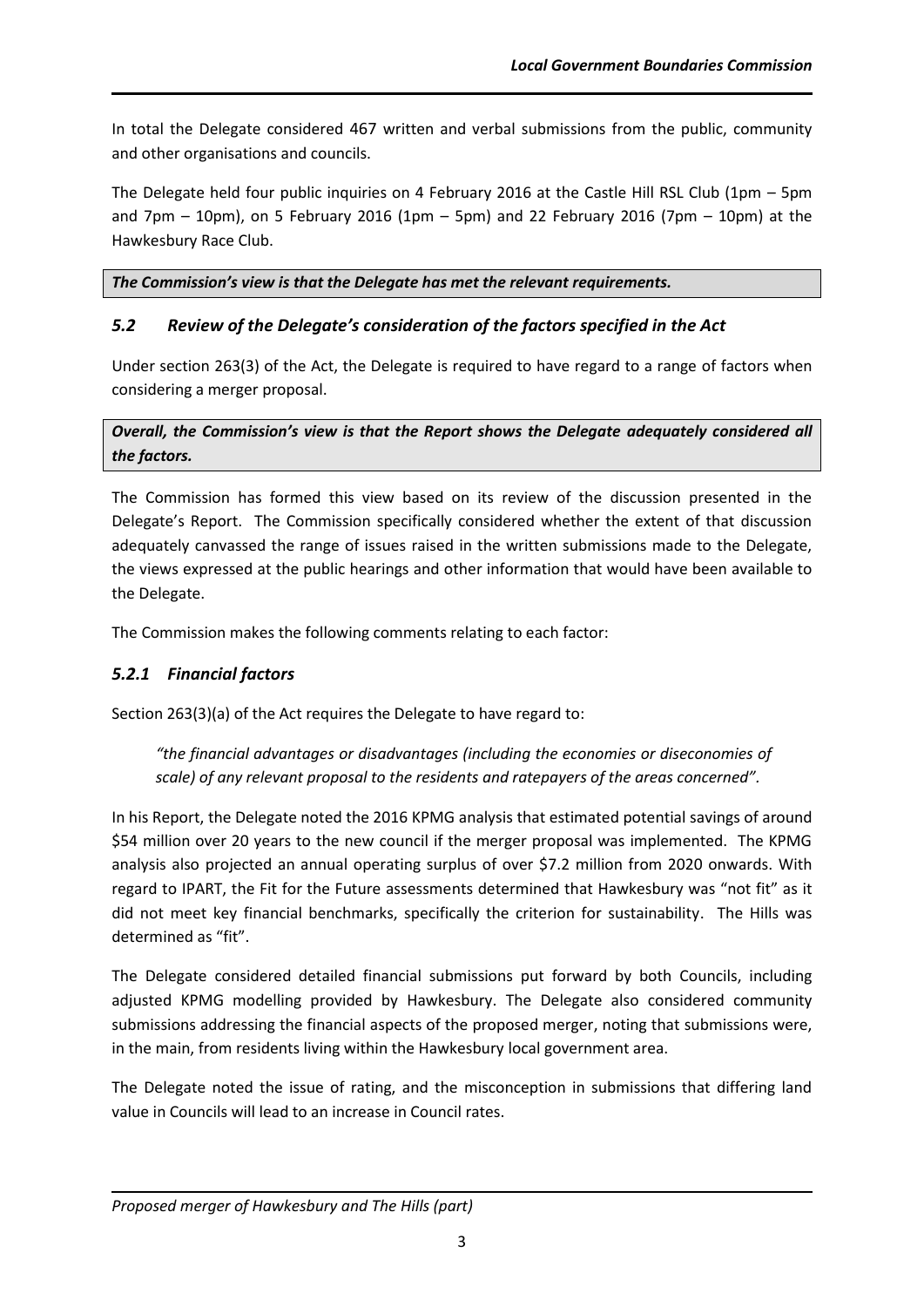In total the Delegate considered 467 written and verbal submissions from the public, community and other organisations and councils.

The Delegate held four public inquiries on 4 February 2016 at the Castle Hill RSL Club (1pm – 5pm and 7pm – 10pm), on 5 February 2016 (1pm – 5pm) and 22 February 2016 (7pm – 10pm) at the Hawkesbury Race Club.

***The Commission's view is that the Delegate has met the relevant requirements.***

### *5.2 Review of the Delegate's consideration of the factors specified in the Act*

Under section 263(3) of the Act, the Delegate is required to have regard to a range of factors when considering a merger proposal.

***Overall, the Commission's view is that the Report shows the Delegate adequately considered all the factors.***

The Commission has formed this view based on its review of the discussion presented in the Delegate's Report. The Commission specifically considered whether the extent of that discussion adequately canvassed the range of issues raised in the written submissions made to the Delegate, the views expressed at the public hearings and other information that would have been available to the Delegate.

The Commission makes the following comments relating to each factor:

#### *5.2.1 Financial factors*

Section 263(3)(a) of the Act requires the Delegate to have regard to:

> *"the financial advantages or disadvantages (including the economies or diseconomies of scale) of any relevant proposal to the residents and ratepayers of the areas concerned".*

In his Report, the Delegate noted the 2016 KPMG analysis that estimated potential savings of around \$54 million over 20 years to the new council if the merger proposal was implemented. The KPMG analysis also projected an annual operating surplus of over \$7.2 million from 2020 onwards. With regard to IPART, the Fit for the Future assessments determined that Hawkesbury was "not fit" as it did not meet key financial benchmarks, specifically the criterion for sustainability. The Hills was determined as "fit".

The Delegate considered detailed financial submissions put forward by both Councils, including adjusted KPMG modelling provided by Hawkesbury. The Delegate also considered community submissions addressing the financial aspects of the proposed merger, noting that submissions were, in the main, from residents living within the Hawkesbury local government area.

The Delegate noted the issue of rating, and the misconception in submissions that differing land value in Councils will lead to an increase in Council rates.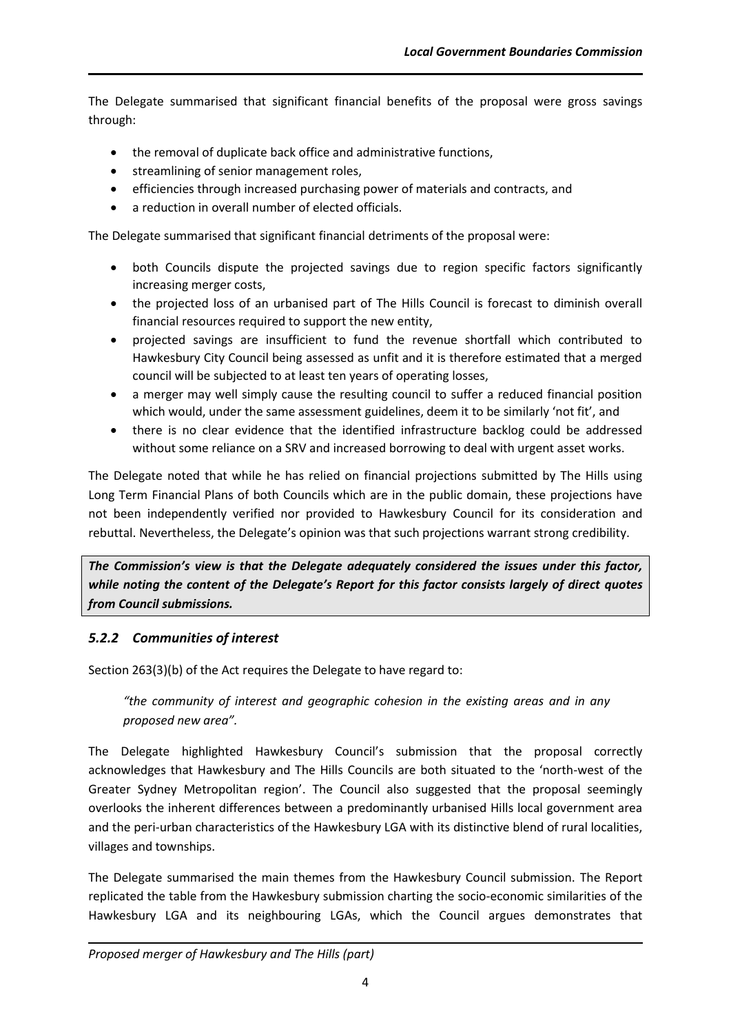The Delegate summarised that significant financial benefits of the proposal were gross savings through:

- the removal of duplicate back office and administrative functions,
- streamlining of senior management roles,
- efficiencies through increased purchasing power of materials and contracts, and
- a reduction in overall number of elected officials.

The Delegate summarised that significant financial detriments of the proposal were:

- both Councils dispute the projected savings due to region specific factors significantly increasing merger costs,
- the projected loss of an urbanised part of The Hills Council is forecast to diminish overall financial resources required to support the new entity,
- projected savings are insufficient to fund the revenue shortfall which contributed to Hawkesbury City Council being assessed as unfit and it is therefore estimated that a merged council will be subjected to at least ten years of operating losses,
- a merger may well simply cause the resulting council to suffer a reduced financial position which would, under the same assessment guidelines, deem it to be similarly 'not fit', and
- there is no clear evidence that the identified infrastructure backlog could be addressed without some reliance on a SRV and increased borrowing to deal with urgent asset works.

The Delegate noted that while he has relied on financial projections submitted by The Hills using Long Term Financial Plans of both Councils which are in the public domain, these projections have not been independently verified nor provided to Hawkesbury Council for its consideration and rebuttal. Nevertheless, the Delegate's opinion was that such projections warrant strong credibility.

***The Commission's view is that the Delegate adequately considered the issues under this factor, while noting the content of the Delegate's Report for this factor consists largely of direct quotes from Council submissions.***

### *5.2.2 Communities of interest*

Section 263(3)(b) of the Act requires the Delegate to have regard to:

> *"the community of interest and geographic cohesion in the existing areas and in any proposed new area".*

The Delegate highlighted Hawkesbury Council's submission that the proposal correctly acknowledges that Hawkesbury and The Hills Councils are both situated to the 'north-west of the Greater Sydney Metropolitan region'. The Council also suggested that the proposal seemingly overlooks the inherent differences between a predominantly urbanised Hills local government area and the peri-urban characteristics of the Hawkesbury LGA with its distinctive blend of rural localities, villages and townships.

The Delegate summarised the main themes from the Hawkesbury Council submission. The Report replicated the table from the Hawkesbury submission charting the socio-economic similarities of the Hawkesbury LGA and its neighbouring LGAs, which the Council argues demonstrates that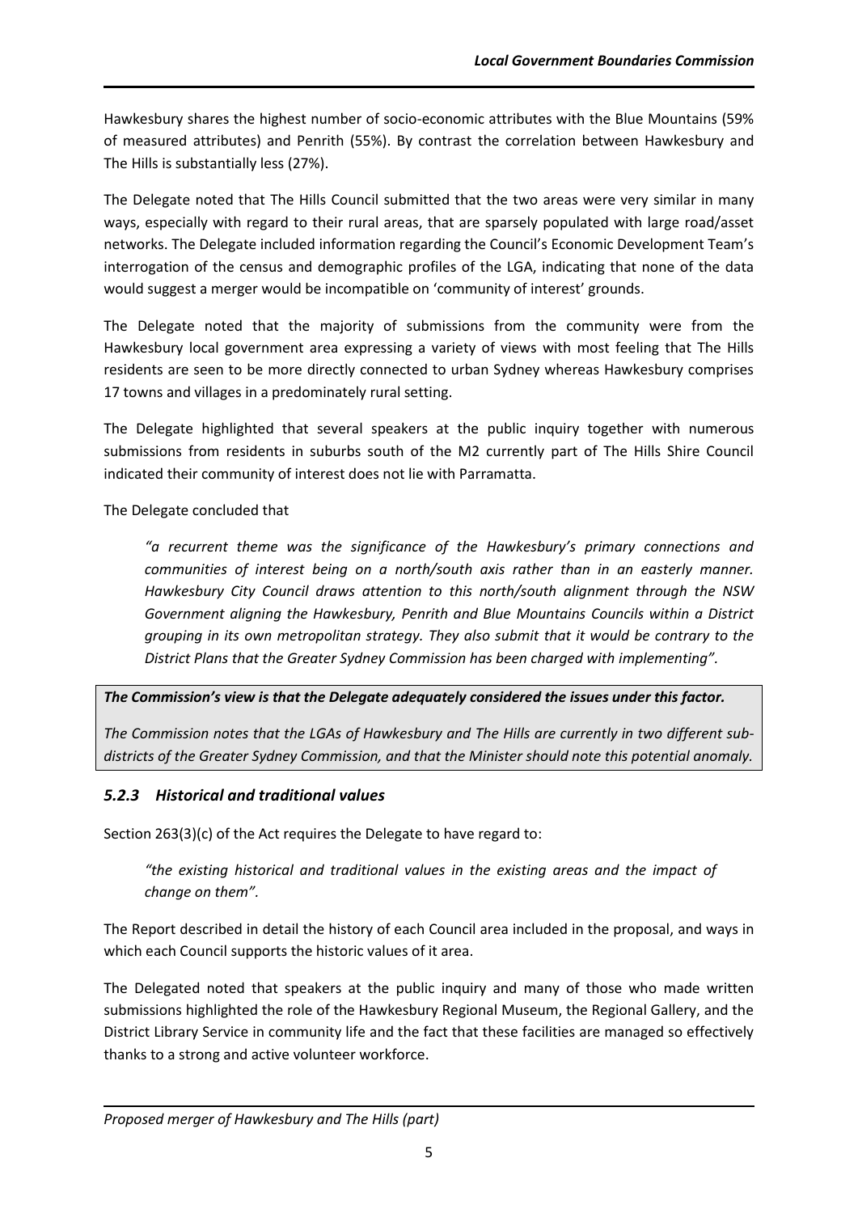Hawkesbury shares the highest number of socio-economic attributes with the Blue Mountains (59% of measured attributes) and Penrith (55%). By contrast the correlation between Hawkesbury and The Hills is substantially less (27%).

The Delegate noted that The Hills Council submitted that the two areas were very similar in many ways, especially with regard to their rural areas, that are sparsely populated with large road/asset networks. The Delegate included information regarding the Council's Economic Development Team's interrogation of the census and demographic profiles of the LGA, indicating that none of the data would suggest a merger would be incompatible on 'community of interest' grounds.

The Delegate noted that the majority of submissions from the community were from the Hawkesbury local government area expressing a variety of views with most feeling that The Hills residents are seen to be more directly connected to urban Sydney whereas Hawkesbury comprises 17 towns and villages in a predominately rural setting.

The Delegate highlighted that several speakers at the public inquiry together with numerous submissions from residents in suburbs south of the M2 currently part of The Hills Shire Council indicated their community of interest does not lie with Parramatta.

The Delegate concluded that

> *"a recurrent theme was the significance of the Hawkesbury's primary connections and communities of interest being on a north/south axis rather than in an easterly manner. Hawkesbury City Council draws attention to this north/south alignment through the NSW Government aligning the Hawkesbury, Penrith and Blue Mountains Councils within a District grouping in its own metropolitan strategy. They also submit that it would be contrary to the District Plans that the Greater Sydney Commission has been charged with implementing".*

***The Commission's view is that the Delegate adequately considered the issues under this factor.***

*The Commission notes that the LGAs of Hawkesbury and The Hills are currently in two different sub-districts of the Greater Sydney Commission, and that the Minister should note this potential anomaly.*

### *5.2.3 Historical and traditional values*

Section 263(3)(c) of the Act requires the Delegate to have regard to:

> *"the existing historical and traditional values in the existing areas and the impact of change on them".*

The Report described in detail the history of each Council area included in the proposal, and ways in which each Council supports the historic values of it area.

The Delegated noted that speakers at the public inquiry and many of those who made written submissions highlighted the role of the Hawkesbury Regional Museum, the Regional Gallery, and the District Library Service in community life and the fact that these facilities are managed so effectively thanks to a strong and active volunteer workforce.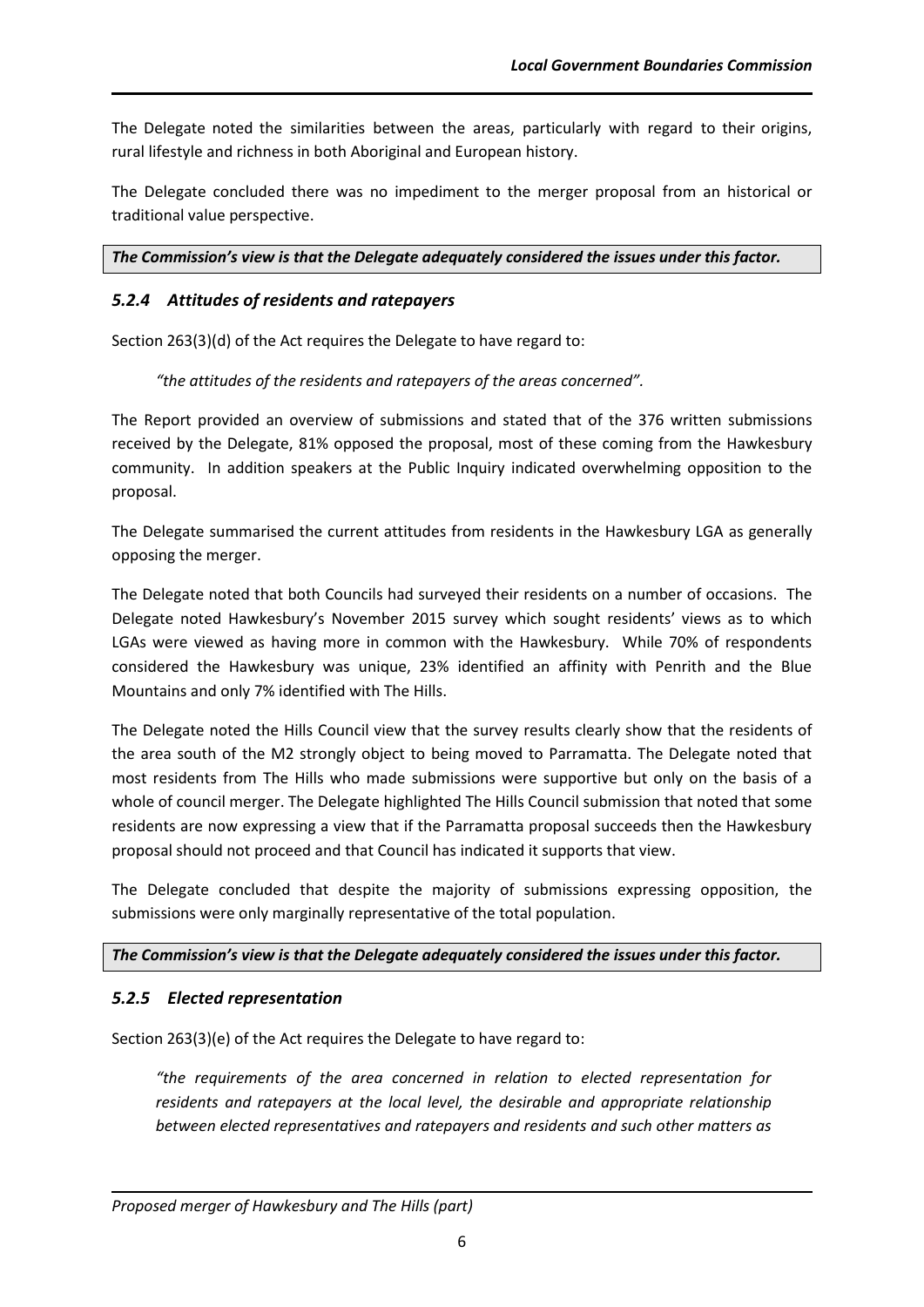The Delegate noted the similarities between the areas, particularly with regard to their origins, rural lifestyle and richness in both Aboriginal and European history.

The Delegate concluded there was no impediment to the merger proposal from an historical or traditional value perspective.

***The Commission's view is that the Delegate adequately considered the issues under this factor.***

### *5.2.4 Attitudes of residents and ratepayers*

Section 263(3)(d) of the Act requires the Delegate to have regard to:

> *"the attitudes of the residents and ratepayers of the areas concerned".*

The Report provided an overview of submissions and stated that of the 376 written submissions received by the Delegate, 81% opposed the proposal, most of these coming from the Hawkesbury community. In addition speakers at the Public Inquiry indicated overwhelming opposition to the proposal.

The Delegate summarised the current attitudes from residents in the Hawkesbury LGA as generally opposing the merger.

The Delegate noted that both Councils had surveyed their residents on a number of occasions. The Delegate noted Hawkesbury's November 2015 survey which sought residents' views as to which LGAs were viewed as having more in common with the Hawkesbury. While 70% of respondents considered the Hawkesbury was unique, 23% identified an affinity with Penrith and the Blue Mountains and only 7% identified with The Hills.

The Delegate noted the Hills Council view that the survey results clearly show that the residents of the area south of the M2 strongly object to being moved to Parramatta. The Delegate noted that most residents from The Hills who made submissions were supportive but only on the basis of a whole of council merger. The Delegate highlighted The Hills Council submission that noted that some residents are now expressing a view that if the Parramatta proposal succeeds then the Hawkesbury proposal should not proceed and that Council has indicated it supports that view.

The Delegate concluded that despite the majority of submissions expressing opposition, the submissions were only marginally representative of the total population.

***The Commission's view is that the Delegate adequately considered the issues under this factor.***

### *5.2.5 Elected representation*

Section 263(3)(e) of the Act requires the Delegate to have regard to:

> *"the requirements of the area concerned in relation to elected representation for residents and ratepayers at the local level, the desirable and appropriate relationship between elected representatives and ratepayers and residents and such other matters as*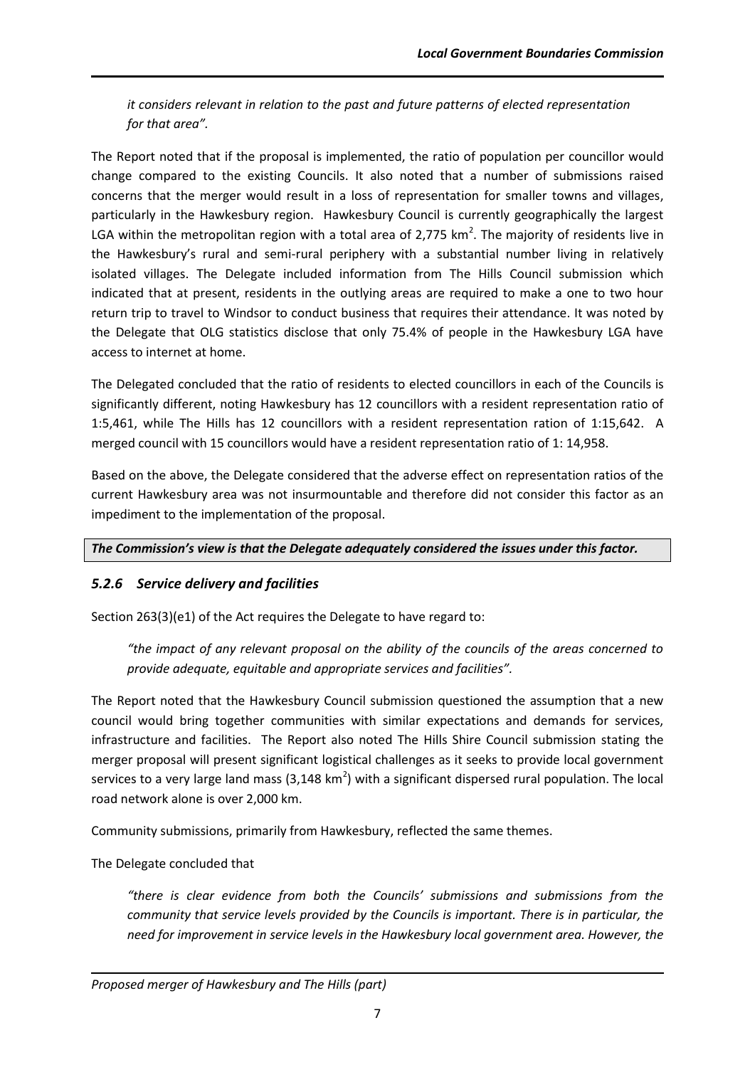*it considers relevant in relation to the past and future patterns of elected representation for that area".*

The Report noted that if the proposal is implemented, the ratio of population per councillor would change compared to the existing Councils. It also noted that a number of submissions raised concerns that the merger would result in a loss of representation for smaller towns and villages, particularly in the Hawkesbury region. Hawkesbury Council is currently geographically the largest LGA within the metropolitan region with a total area of 2,775 $km^2$. The majority of residents live in the Hawkesbury's rural and semi-rural periphery with a substantial number living in relatively isolated villages. The Delegate included information from The Hills Council submission which indicated that at present, residents in the outlying areas are required to make a one to two hour return trip to travel to Windsor to conduct business that requires their attendance. It was noted by the Delegate that OLG statistics disclose that only 75.4% of people in the Hawkesbury LGA have access to internet at home.

The Delegated concluded that the ratio of residents to elected councillors in each of the Councils is significantly different, noting Hawkesbury has 12 councillors with a resident representation ratio of 1:5,461, while The Hills has 12 councillors with a resident representation ration of 1:15,642. A merged council with 15 councillors would have a resident representation ratio of 1: 14,958.

Based on the above, the Delegate considered that the adverse effect on representation ratios of the current Hawkesbury area was not insurmountable and therefore did not consider this factor as an impediment to the implementation of the proposal.

***The Commission's view is that the Delegate adequately considered the issues under this factor.***

### *5.2.6 Service delivery and facilities*

Section 263(3)(e1) of the Act requires the Delegate to have regard to:

*"the impact of any relevant proposal on the ability of the councils of the areas concerned to provide adequate, equitable and appropriate services and facilities".*

The Report noted that the Hawkesbury Council submission questioned the assumption that a new council would bring together communities with similar expectations and demands for services, infrastructure and facilities. The Report also noted The Hills Shire Council submission stating the merger proposal will present significant logistical challenges as it seeks to provide local government services to a very large land mass (3,148 $km^2$) with a significant dispersed rural population. The local road network alone is over 2,000 km.

Community submissions, primarily from Hawkesbury, reflected the same themes.

The Delegate concluded that

*"there is clear evidence from both the Councils' submissions and submissions from the community that service levels provided by the Councils is important. There is in particular, the need for improvement in service levels in the Hawkesbury local government area. However, the*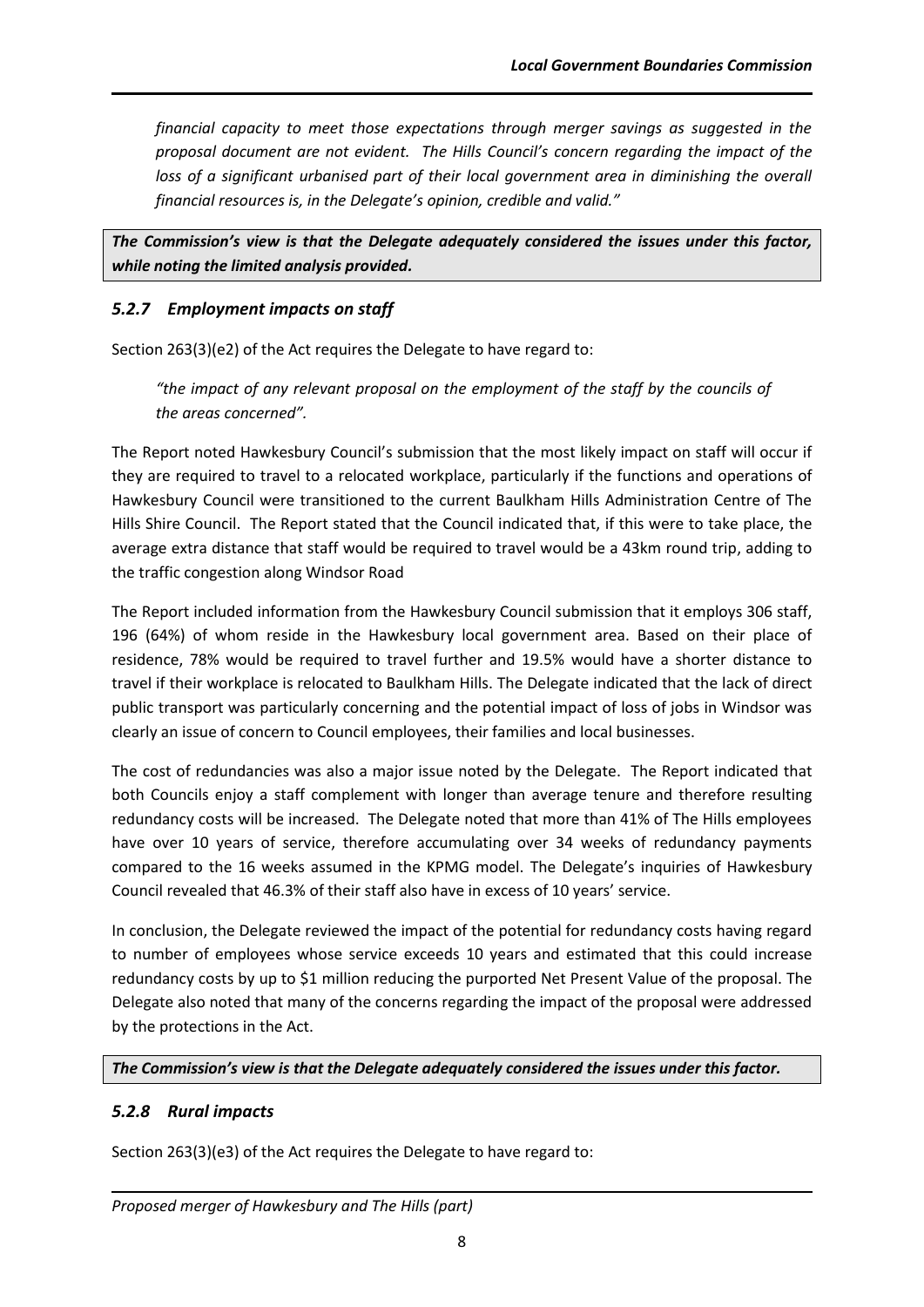*financial capacity to meet those expectations through merger savings as suggested in the proposal document are not evident. The Hills Council's concern regarding the impact of the loss of a significant urbanised part of their local government area in diminishing the overall financial resources is, in the Delegate's opinion, credible and valid."*

***The Commission's view is that the Delegate adequately considered the issues under this factor, while noting the limited analysis provided.***

### *5.2.7 Employment impacts on staff*

Section 263(3)(e2) of the Act requires the Delegate to have regard to:

*"the impact of any relevant proposal on the employment of the staff by the councils of the areas concerned".*

The Report noted Hawkesbury Council's submission that the most likely impact on staff will occur if they are required to travel to a relocated workplace, particularly if the functions and operations of Hawkesbury Council were transitioned to the current Baulkham Hills Administration Centre of The Hills Shire Council. The Report stated that the Council indicated that, if this were to take place, the average extra distance that staff would be required to travel would be a 43km round trip, adding to the traffic congestion along Windsor Road

The Report included information from the Hawkesbury Council submission that it employs 306 staff, 196 (64%) of whom reside in the Hawkesbury local government area. Based on their place of residence, 78% would be required to travel further and 19.5% would have a shorter distance to travel if their workplace is relocated to Baulkham Hills. The Delegate indicated that the lack of direct public transport was particularly concerning and the potential impact of loss of jobs in Windsor was clearly an issue of concern to Council employees, their families and local businesses.

The cost of redundancies was also a major issue noted by the Delegate. The Report indicated that both Councils enjoy a staff complement with longer than average tenure and therefore resulting redundancy costs will be increased. The Delegate noted that more than 41% of The Hills employees have over 10 years of service, therefore accumulating over 34 weeks of redundancy payments compared to the 16 weeks assumed in the KPMG model. The Delegate's inquiries of Hawkesbury Council revealed that 46.3% of their staff also have in excess of 10 years' service.

In conclusion, the Delegate reviewed the impact of the potential for redundancy costs having regard to number of employees whose service exceeds 10 years and estimated that this could increase redundancy costs by up to $1 million reducing the purported Net Present Value of the proposal. The Delegate also noted that many of the concerns regarding the impact of the proposal were addressed by the protections in the Act.

***The Commission's view is that the Delegate adequately considered the issues under this factor.***

### *5.2.8 Rural impacts*

Section 263(3)(e3) of the Act requires the Delegate to have regard to: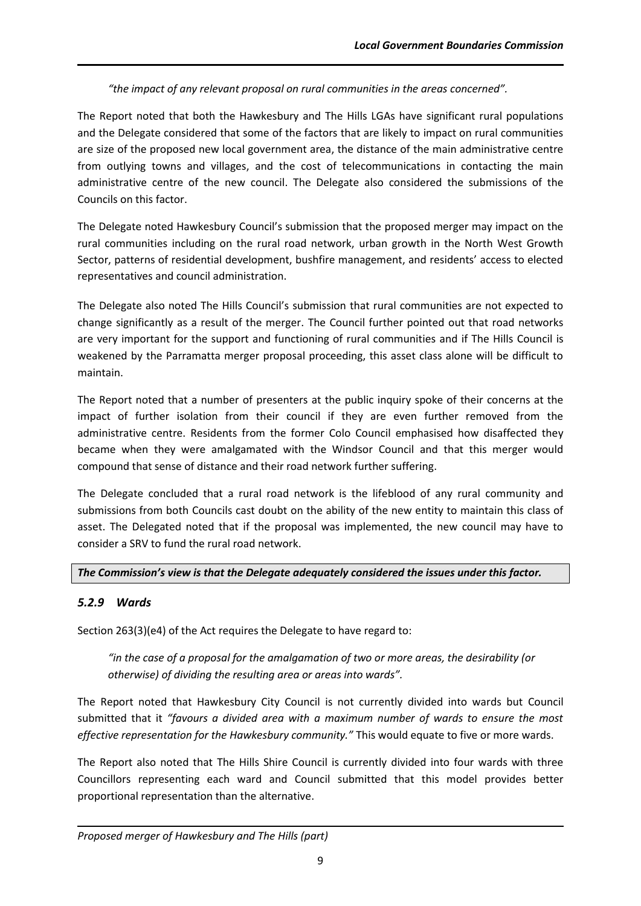*"the impact of any relevant proposal on rural communities in the areas concerned".*

The Report noted that both the Hawkesbury and The Hills LGAs have significant rural populations and the Delegate considered that some of the factors that are likely to impact on rural communities are size of the proposed new local government area, the distance of the main administrative centre from outlying towns and villages, and the cost of telecommunications in contacting the main administrative centre of the new council. The Delegate also considered the submissions of the Councils on this factor.

The Delegate noted Hawkesbury Council's submission that the proposed merger may impact on the rural communities including on the rural road network, urban growth in the North West Growth Sector, patterns of residential development, bushfire management, and residents' access to elected representatives and council administration.

The Delegate also noted The Hills Council's submission that rural communities are not expected to change significantly as a result of the merger. The Council further pointed out that road networks are very important for the support and functioning of rural communities and if The Hills Council is weakened by the Parramatta merger proposal proceeding, this asset class alone will be difficult to maintain.

The Report noted that a number of presenters at the public inquiry spoke of their concerns at the impact of further isolation from their council if they are even further removed from the administrative centre. Residents from the former Colo Council emphasised how disaffected they became when they were amalgamated with the Windsor Council and that this merger would compound that sense of distance and their road network further suffering.

The Delegate concluded that a rural road network is the lifeblood of any rural community and submissions from both Councils cast doubt on the ability of the new entity to maintain this class of asset. The Delegated noted that if the proposal was implemented, the new council may have to consider a SRV to fund the rural road network.

***The Commission's view is that the Delegate adequately considered the issues under this factor.***

### *5.2.9 Wards*

Section 263(3)(e4) of the Act requires the Delegate to have regard to:

*"in the case of a proposal for the amalgamation of two or more areas, the desirability (or otherwise) of dividing the resulting area or areas into wards".*

The Report noted that Hawkesbury City Council is not currently divided into wards but Council submitted that it *"favours a divided area with a maximum number of wards to ensure the most effective representation for the Hawkesbury community."* This would equate to five or more wards.

The Report also noted that The Hills Shire Council is currently divided into four wards with three Councillors representing each ward and Council submitted that this model provides better proportional representation than the alternative.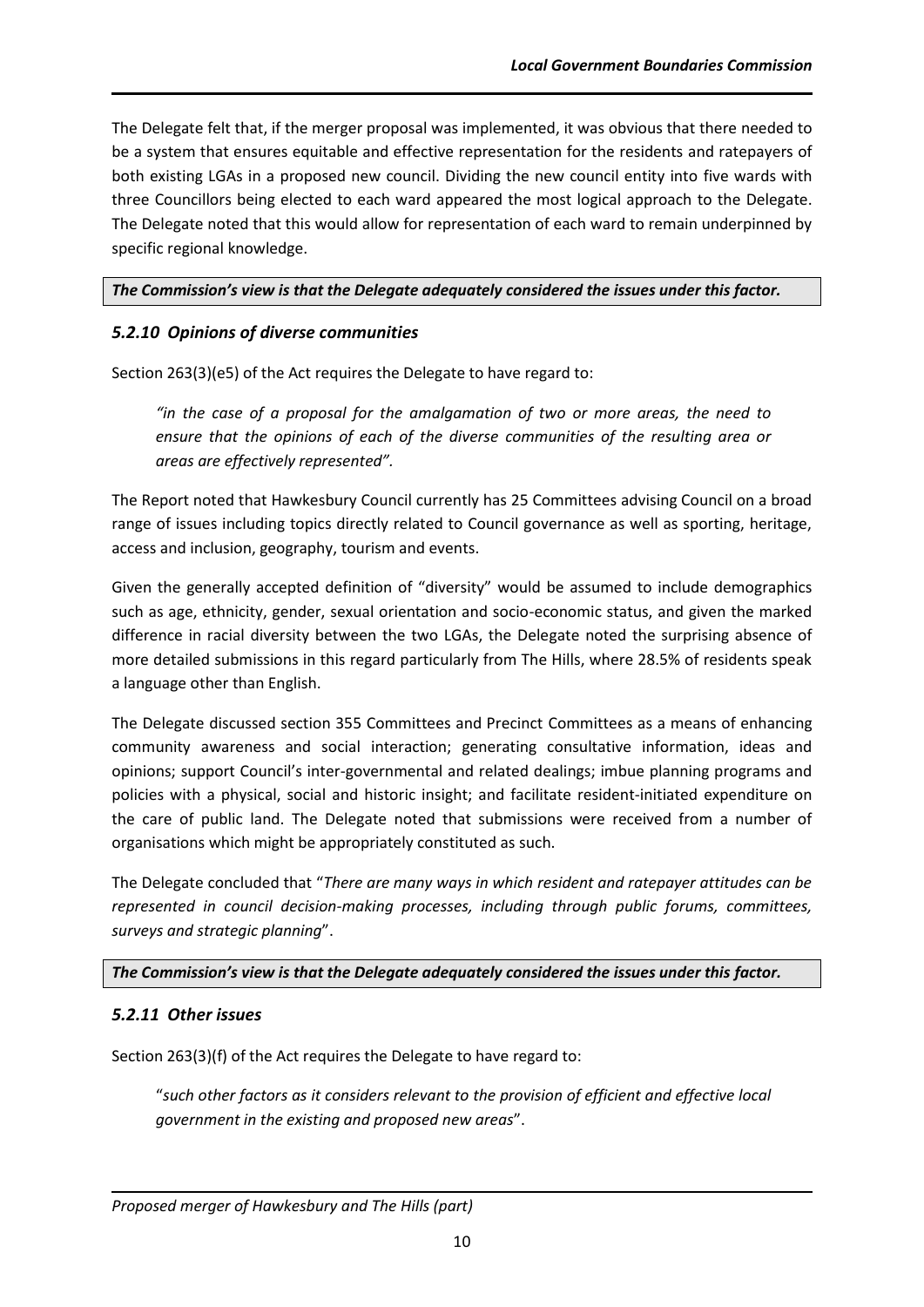The Delegate felt that, if the merger proposal was implemented, it was obvious that there needed to be a system that ensures equitable and effective representation for the residents and ratepayers of both existing LGAs in a proposed new council. Dividing the new council entity into five wards with three Councillors being elected to each ward appeared the most logical approach to the Delegate. The Delegate noted that this would allow for representation of each ward to remain underpinned by specific regional knowledge.

***The Commission's view is that the Delegate adequately considered the issues under this factor.***

### *5.2.10 Opinions of diverse communities*

Section 263(3)(e5) of the Act requires the Delegate to have regard to:

> *"in the case of a proposal for the amalgamation of two or more areas, the need to ensure that the opinions of each of the diverse communities of the resulting area or areas are effectively represented".*

The Report noted that Hawkesbury Council currently has 25 Committees advising Council on a broad range of issues including topics directly related to Council governance as well as sporting, heritage, access and inclusion, geography, tourism and events.

Given the generally accepted definition of "diversity" would be assumed to include demographics such as age, ethnicity, gender, sexual orientation and socio-economic status, and given the marked difference in racial diversity between the two LGAs, the Delegate noted the surprising absence of more detailed submissions in this regard particularly from The Hills, where 28.5% of residents speak a language other than English.

The Delegate discussed section 355 Committees and Precinct Committees as a means of enhancing community awareness and social interaction; generating consultative information, ideas and opinions; support Council's inter-governmental and related dealings; imbue planning programs and policies with a physical, social and historic insight; and facilitate resident-initiated expenditure on the care of public land. The Delegate noted that submissions were received from a number of organisations which might be appropriately constituted as such.

The Delegate concluded that "*There are many ways in which resident and ratepayer attitudes can be represented in council decision-making processes, including through public forums, committees, surveys and strategic planning*".

***The Commission's view is that the Delegate adequately considered the issues under this factor.***

### *5.2.11 Other issues*

Section 263(3)(f) of the Act requires the Delegate to have regard to:

> "*such other factors as it considers relevant to the provision of efficient and effective local government in the existing and proposed new areas*".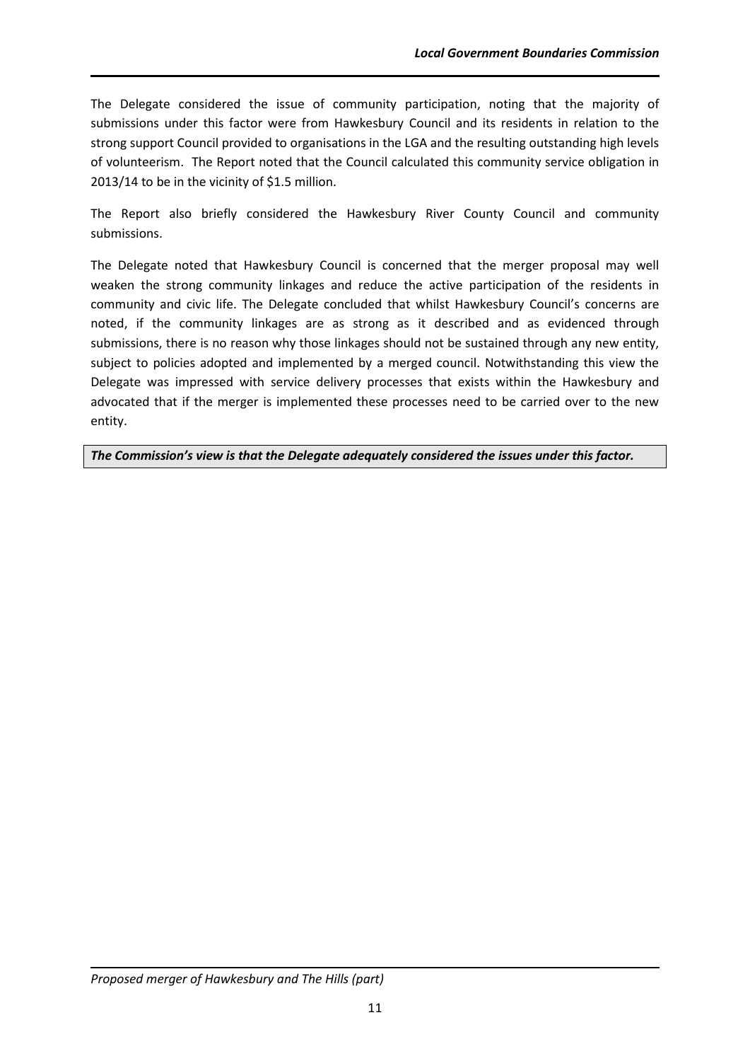The Delegate considered the issue of community participation, noting that the majority of submissions under this factor were from Hawkesbury Council and its residents in relation to the strong support Council provided to organisations in the LGA and the resulting outstanding high levels of volunteerism. The Report noted that the Council calculated this community service obligation in 2013/14 to be in the vicinity of $1.5 million.

The Report also briefly considered the Hawkesbury River County Council and community submissions.

The Delegate noted that Hawkesbury Council is concerned that the merger proposal may well weaken the strong community linkages and reduce the active participation of the residents in community and civic life. The Delegate concluded that whilst Hawkesbury Council's concerns are noted, if the community linkages are as strong as it described and as evidenced through submissions, there is no reason why those linkages should not be sustained through any new entity, subject to policies adopted and implemented by a merged council. Notwithstanding this view the Delegate was impressed with service delivery processes that exists within the Hawkesbury and advocated that if the merger is implemented these processes need to be carried over to the new entity.

***The Commission's view is that the Delegate adequately considered the issues under this factor.***